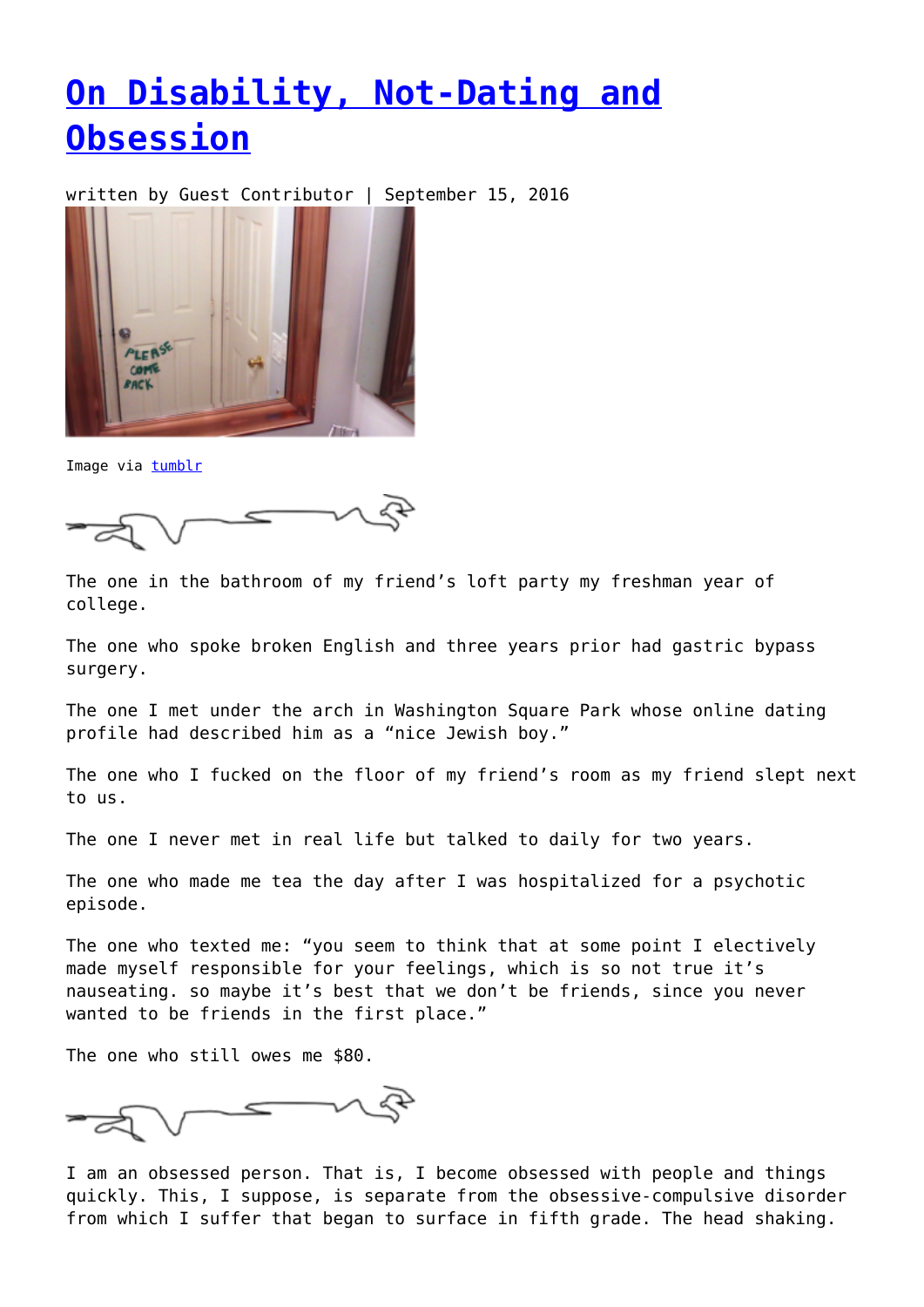# On Disability, Not-Dating and Obsession

written by Guest Contributor | September 15, 2016

Image via tumblr

The one in the bathroom of my friend's loft party my freshman year of college.

The one who spoke broken English and three years prior had gastric bypass surgery.

The one I met under the arch in Washington Square Park whose online dating profile had described him as a "nice Jewish boy."

The one who I fucked on the floor of my friend's room as my friend slept next to us.

The one I never met in real life but talked to daily for two years.

The one who made me tea the day after I was hospitalized for a psychotic episode.

The one who texted me: "you seem to think that at some point I electively made myself responsible for your feelings, which is so not true it's nauseating. so maybe it's best that we don't be friends, since you never wanted to be friends in the first place."

The one who still owes me $80.

I am an obsessed person. That is, I become obsessed with people and things quickly. This, I suppose, is separate from the obsessive-compulsive disorder from which I suffer that began to surface in fifth grade. The head shaking.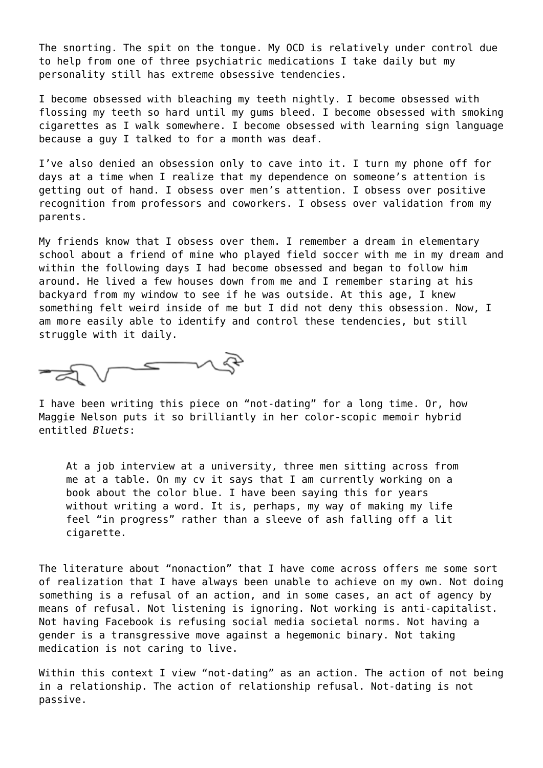The snorting. The spit on the tongue. My OCD is relatively under control due to help from one of three psychiatric medications I take daily but my personality still has extreme obsessive tendencies.

I become obsessed with bleaching my teeth nightly. I become obsessed with flossing my teeth so hard until my gums bleed. I become obsessed with smoking cigarettes as I walk somewhere. I become obsessed with learning sign language because a guy I talked to for a month was deaf.

I've also denied an obsession only to cave into it. I turn my phone off for days at a time when I realize that my dependence on someone's attention is getting out of hand. I obsess over men's attention. I obsess over positive recognition from professors and coworkers. I obsess over validation from my parents.

My friends know that I obsess over them. I remember a dream in elementary school about a friend of mine who played field soccer with me in my dream and within the following days I had become obsessed and began to follow him around. He lived a few houses down from me and I remember staring at his backyard from my window to see if he was outside. At this age, I knew something felt weird inside of me but I did not deny this obsession. Now, I am more easily able to identify and control these tendencies, but still struggle with it daily.

I have been writing this piece on "not-dating" for a long time. Or, how Maggie Nelson puts it so brilliantly in her color-scopic memoir hybrid entitled *Bluets*:

> At a job interview at a university, three men sitting across from me at a table. On my cv it says that I am currently working on a book about the color blue. I have been saying this for years without writing a word. It is, perhaps, my way of making my life feel "in progress" rather than a sleeve of ash falling off a lit cigarette.

The literature about "nonaction" that I have come across offers me some sort of realization that I have always been unable to achieve on my own. Not doing something is a refusal of an action, and in some cases, an act of agency by means of refusal. Not listening is ignoring. Not working is anti-capitalist. Not having Facebook is refusing social media societal norms. Not having a gender is a transgressive move against a hegemonic binary. Not taking medication is not caring to live.

Within this context I view "not-dating" as an action. The action of not being in a relationship. The action of relationship refusal. Not-dating is not passive.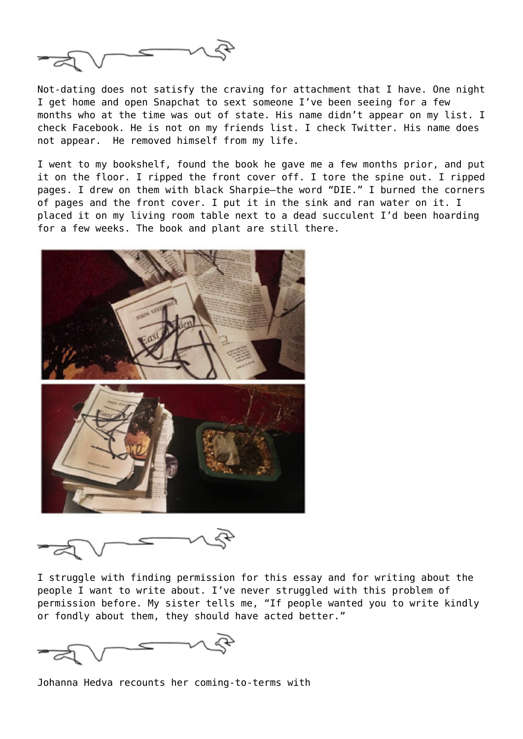Not-dating does not satisfy the craving for attachment that I have. One night I get home and open Snapchat to sext someone I've been seeing for a few months who at the time was out of state. His name didn't appear on my list. I check Facebook. He is not on my friends list. I check Twitter. His name does not appear.  He removed himself from my life.

I went to my bookshelf, found the book he gave me a few months prior, and put it on the floor. I ripped the front cover off. I tore the spine out. I ripped pages. I drew on them with black Sharpie—the word "DIE." I burned the corners of pages and the front cover. I put it in the sink and ran water on it. I placed it on my living room table next to a dead succulent I'd been hoarding for a few weeks. The book and plant are still there.

I struggle with finding permission for this essay and for writing about the people I want to write about. I've never struggled with this problem of permission before. My sister tells me, "If people wanted you to write kindly or fondly about them, they should have acted better."

Johanna Hedva recounts her coming-to-terms with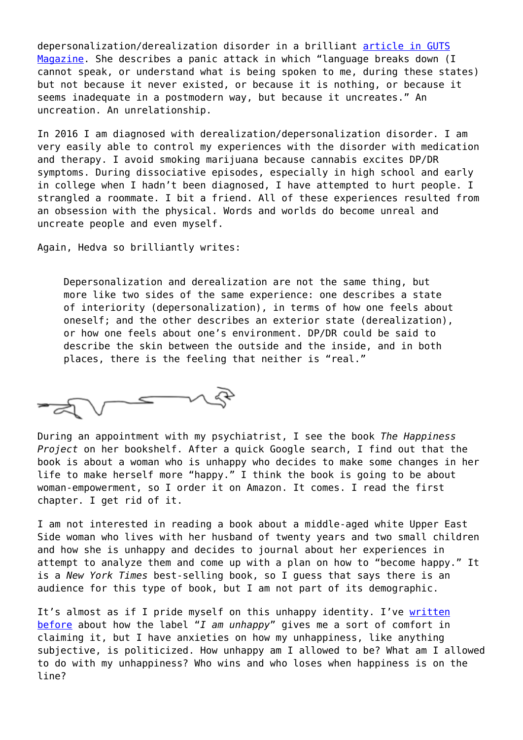depersonalization/derealization disorder in a brilliant article in GUTS Magazine. She describes a panic attack in which "language breaks down (I cannot speak, or understand what is being spoken to me, during these states) but not because it never existed, or because it is nothing, or because it seems inadequate in a postmodern way, but because it uncreates." An uncreation. An unrelationship.

In 2016 I am diagnosed with derealization/depersonalization disorder. I am very easily able to control my experiences with the disorder with medication and therapy. I avoid smoking marijuana because cannabis excites DP/DR symptoms. During dissociative episodes, especially in high school and early in college when I hadn't been diagnosed, I have attempted to hurt people. I strangled a roommate. I bit a friend. All of these experiences resulted from an obsession with the physical. Words and worlds do become unreal and uncreate people and even myself.

Again, Hedva so brilliantly writes:

> Depersonalization and derealization are not the same thing, but more like two sides of the same experience: one describes a state of interiority (depersonalization), in terms of how one feels about oneself; and the other describes an exterior state (derealization), or how one feels about one's environment. DP/DR could be said to describe the skin between the outside and the inside, and in both places, there is the feeling that neither is "real."

During an appointment with my psychiatrist, I see the book *The Happiness Project* on her bookshelf. After a quick Google search, I find out that the book is about a woman who is unhappy who decides to make some changes in her life to make herself more "happy." I think the book is going to be about woman-empowerment, so I order it on Amazon. It comes. I read the first chapter. I get rid of it.

I am not interested in reading a book about a middle-aged white Upper East Side woman who lives with her husband of twenty years and two small children and how she is unhappy and decides to journal about her experiences in attempt to analyze them and come up with a plan on how to "become happy." It is a *New York Times* best-selling book, so I guess that says there is an audience for this type of book, but I am not part of its demographic.

It's almost as if I pride myself on this unhappy identity. I've written before about how the label "*I am unhappy*" gives me a sort of comfort in claiming it, but I have anxieties on how my unhappiness, like anything subjective, is politicized. How unhappy am I allowed to be? What am I allowed to do with my unhappiness? Who wins and who loses when happiness is on the line?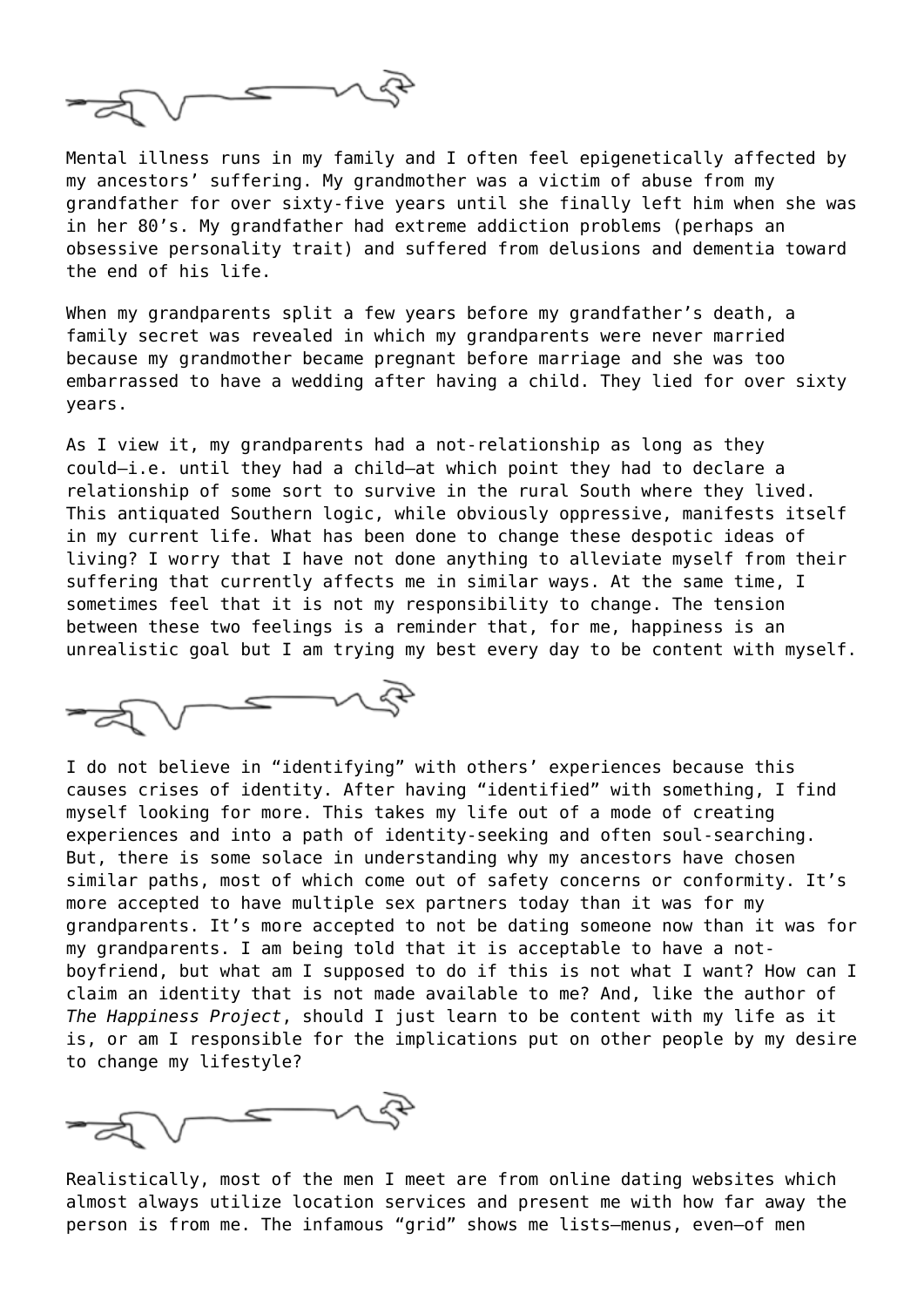---

Mental illness runs in my family and I often feel epigenetically affected by my ancestors' suffering. My grandmother was a victim of abuse from my grandfather for over sixty-five years until she finally left him when she was in her 80's. My grandfather had extreme addiction problems (perhaps an obsessive personality trait) and suffered from delusions and dementia toward the end of his life.

When my grandparents split a few years before my grandfather's death, a family secret was revealed in which my grandparents were never married because my grandmother became pregnant before marriage and she was too embarrassed to have a wedding after having a child. They lied for over sixty years.

As I view it, my grandparents had a not-relationship as long as they could—i.e. until they had a child—at which point they had to declare a relationship of some sort to survive in the rural South where they lived. This antiquated Southern logic, while obviously oppressive, manifests itself in my current life. What has been done to change these despotic ideas of living? I worry that I have not done anything to alleviate myself from their suffering that currently affects me in similar ways. At the same time, I sometimes feel that it is not my responsibility to change. The tension between these two feelings is a reminder that, for me, happiness is an unrealistic goal but I am trying my best every day to be content with myself.

---

I do not believe in "identifying" with others' experiences because this causes crises of identity. After having "identified" with something, I find myself looking for more. This takes my life out of a mode of creating experiences and into a path of identity-seeking and often soul-searching. But, there is some solace in understanding why my ancestors have chosen similar paths, most of which come out of safety concerns or conformity. It's more accepted to have multiple sex partners today than it was for my grandparents. It's more accepted to not be dating someone now than it was for my grandparents. I am being told that it is acceptable to have a not-boyfriend, but what am I supposed to do if this is not what I want? How can I claim an identity that is not made available to me? And, like the author of *The Happiness Project*, should I just learn to be content with my life as it is, or am I responsible for the implications put on other people by my desire to change my lifestyle?

---

Realistically, most of the men I meet are from online dating websites which almost always utilize location services and present me with how far away the person is from me. The infamous "grid" shows me lists—menus, even—of men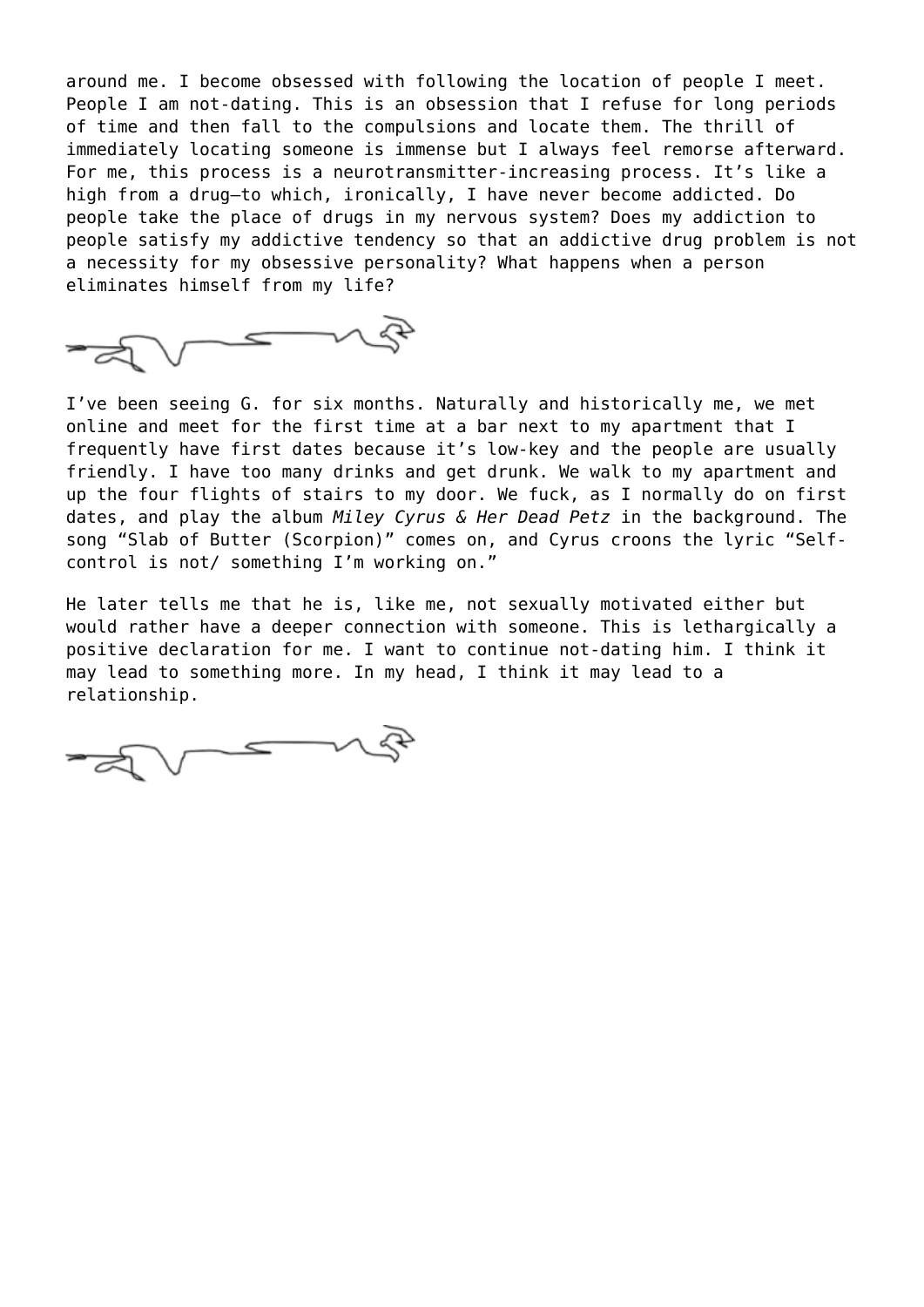around me. I become obsessed with following the location of people I meet. People I am not-dating. This is an obsession that I refuse for long periods of time and then fall to the compulsions and locate them. The thrill of immediately locating someone is immense but I always feel remorse afterward. For me, this process is a neurotransmitter-increasing process. It's like a high from a drug—to which, ironically, I have never become addicted. Do people take the place of drugs in my nervous system? Does my addiction to people satisfy my addictive tendency so that an addictive drug problem is not a necessity for my obsessive personality? What happens when a person eliminates himself from my life?

I've been seeing G. for six months. Naturally and historically me, we met online and meet for the first time at a bar next to my apartment that I frequently have first dates because it's low-key and the people are usually friendly. I have too many drinks and get drunk. We walk to my apartment and up the four flights of stairs to my door. We fuck, as I normally do on first dates, and play the album *Miley Cyrus & Her Dead Petz* in the background. The song "Slab of Butter (Scorpion)" comes on, and Cyrus croons the lyric "Self-control is not/ something I'm working on."

He later tells me that he is, like me, not sexually motivated either but would rather have a deeper connection with someone. This is lethargically a positive declaration for me. I want to continue not-dating him. I think it may lead to something more. In my head, I think it may lead to a relationship.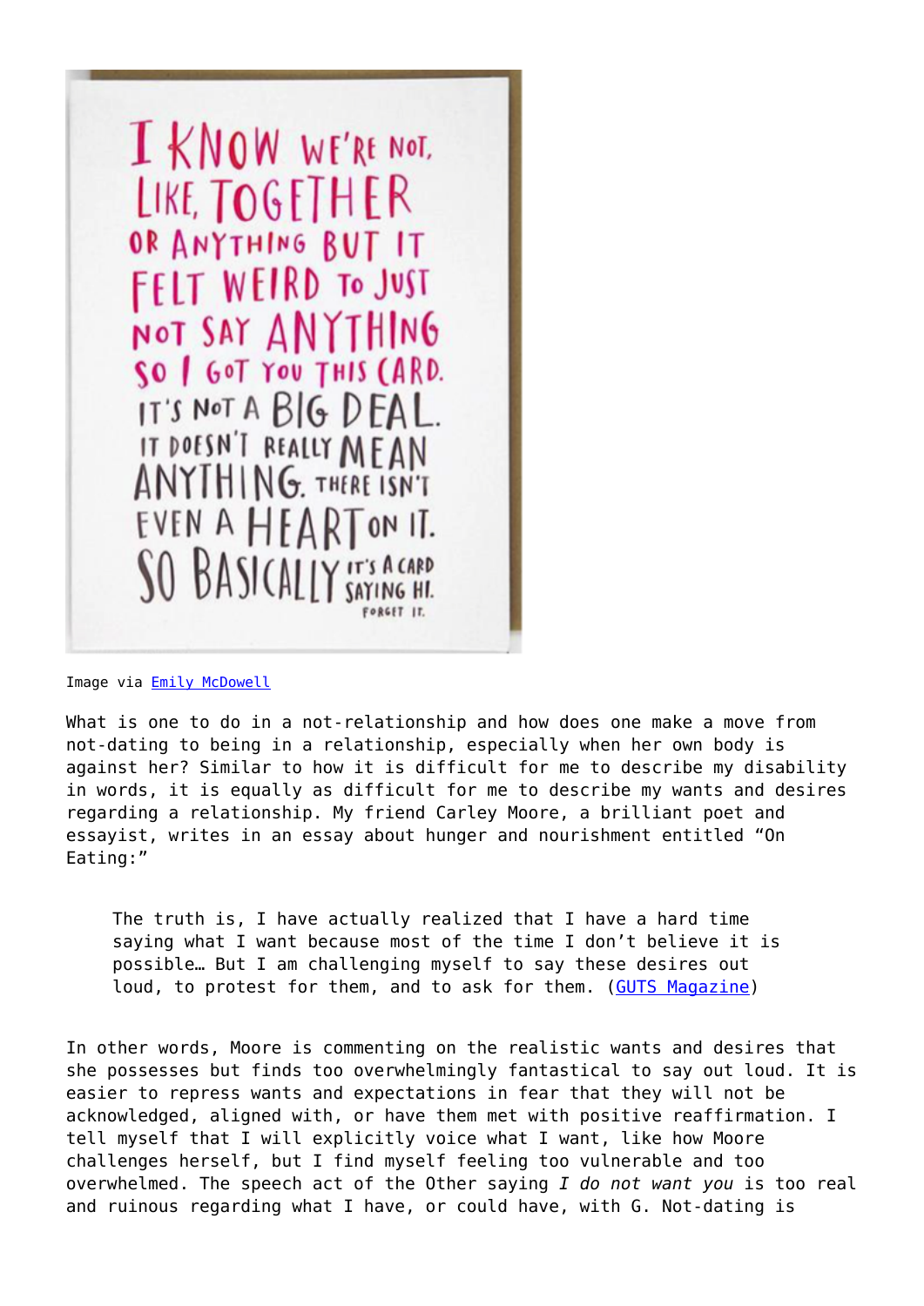Image via [Emily McDowell]

What is one to do in a not-relationship and how does one make a move from not-dating to being in a relationship, especially when her own body is against her? Similar to how it is difficult for me to describe my disability in words, it is equally as difficult for me to describe my wants and desires regarding a relationship. My friend Carley Moore, a brilliant poet and essayist, writes in an essay about hunger and nourishment entitled "On Eating:"

> The truth is, I have actually realized that I have a hard time saying what I want because most of the time I don't believe it is possible… But I am challenging myself to say these desires out loud, to protest for them, and to ask for them. ([GUTS Magazine])

In other words, Moore is commenting on the realistic wants and desires that she possesses but finds too overwhelmingly fantastical to say out loud. It is easier to repress wants and expectations in fear that they will not be acknowledged, aligned with, or have them met with positive reaffirmation. I tell myself that I will explicitly voice what I want, like how Moore challenges herself, but I find myself feeling too vulnerable and too overwhelmed. The speech act of the Other saying *I do not want you* is too real and ruinous regarding what I have, or could have, with G. Not-dating is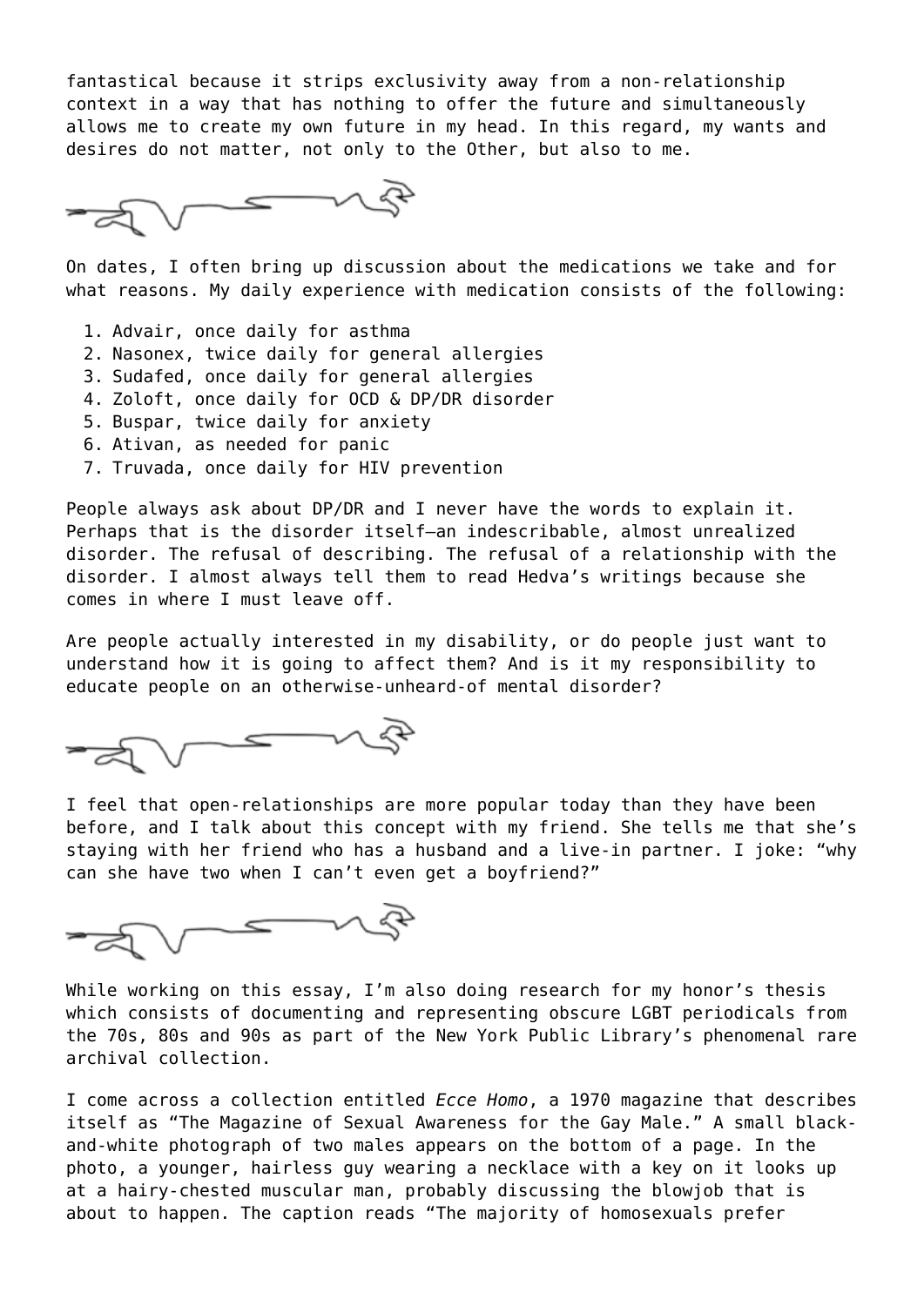fantastical because it strips exclusivity away from a non-relationship context in a way that has nothing to offer the future and simultaneously allows me to create my own future in my head. In this regard, my wants and desires do not matter, not only to the Other, but also to me.

On dates, I often bring up discussion about the medications we take and for what reasons. My daily experience with medication consists of the following:

1. Advair, once daily for asthma
2. Nasonex, twice daily for general allergies
3. Sudafed, once daily for general allergies
4. Zoloft, once daily for OCD & DP/DR disorder
5. Buspar, twice daily for anxiety
6. Ativan, as needed for panic
7. Truvada, once daily for HIV prevention

People always ask about DP/DR and I never have the words to explain it. Perhaps that is the disorder itself—an indescribable, almost unrealized disorder. The refusal of describing. The refusal of a relationship with the disorder. I almost always tell them to read Hedva's writings because she comes in where I must leave off.

Are people actually interested in my disability, or do people just want to understand how it is going to affect them? And is it my responsibility to educate people on an otherwise-unheard-of mental disorder?

I feel that open-relationships are more popular today than they have been before, and I talk about this concept with my friend. She tells me that she's staying with her friend who has a husband and a live-in partner. I joke: "why can she have two when I can't even get a boyfriend?"

While working on this essay, I'm also doing research for my honor's thesis which consists of documenting and representing obscure LGBT periodicals from the 70s, 80s and 90s as part of the New York Public Library's phenomenal rare archival collection.

I come across a collection entitled *Ecce Homo*, a 1970 magazine that describes itself as "The Magazine of Sexual Awareness for the Gay Male." A small black-and-white photograph of two males appears on the bottom of a page. In the photo, a younger, hairless guy wearing a necklace with a key on it looks up at a hairy-chested muscular man, probably discussing the blowjob that is about to happen. The caption reads "The majority of homosexuals prefer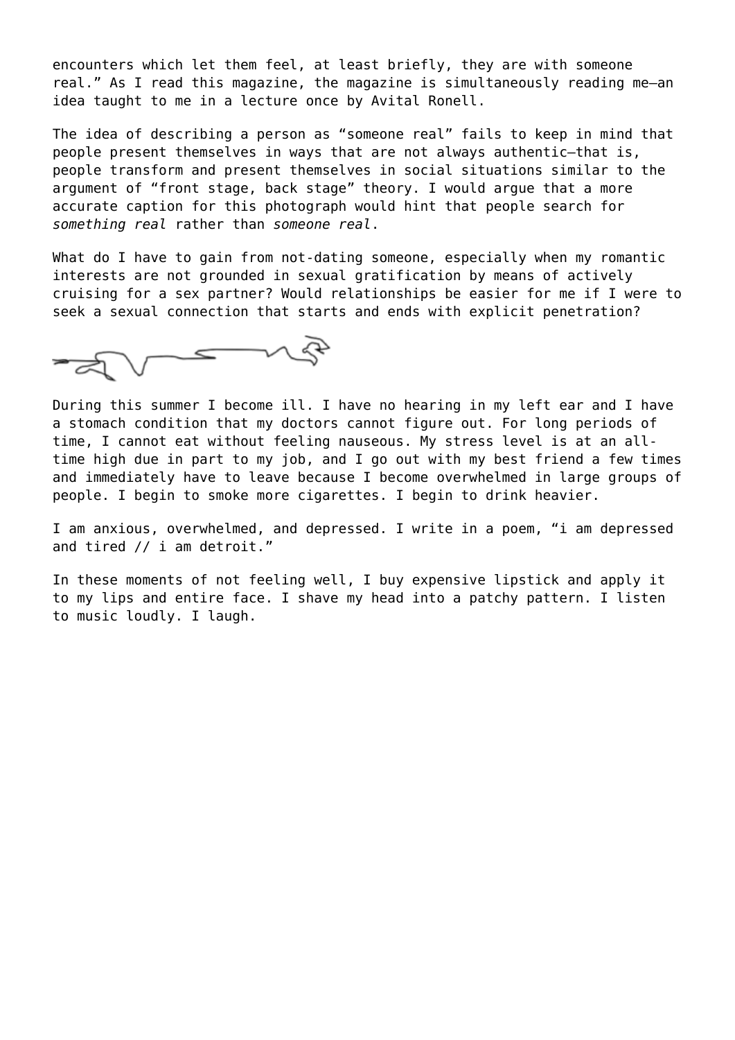encounters which let them feel, at least briefly, they are with someone real." As I read this magazine, the magazine is simultaneously reading me—an idea taught to me in a lecture once by Avital Ronell.

The idea of describing a person as "someone real" fails to keep in mind that people present themselves in ways that are not always authentic—that is, people transform and present themselves in social situations similar to the argument of "front stage, back stage" theory. I would argue that a more accurate caption for this photograph would hint that people search for *something real* rather than *someone real*.

What do I have to gain from not-dating someone, especially when my romantic interests are not grounded in sexual gratification by means of actively cruising for a sex partner? Would relationships be easier for me if I were to seek a sexual connection that starts and ends with explicit penetration?

During this summer I become ill. I have no hearing in my left ear and I have a stomach condition that my doctors cannot figure out. For long periods of time, I cannot eat without feeling nauseous. My stress level is at an all-time high due in part to my job, and I go out with my best friend a few times and immediately have to leave because I become overwhelmed in large groups of people. I begin to smoke more cigarettes. I begin to drink heavier.

I am anxious, overwhelmed, and depressed. I write in a poem, "i am depressed and tired // i am detroit."

In these moments of not feeling well, I buy expensive lipstick and apply it to my lips and entire face. I shave my head into a patchy pattern. I listen to music loudly. I laugh.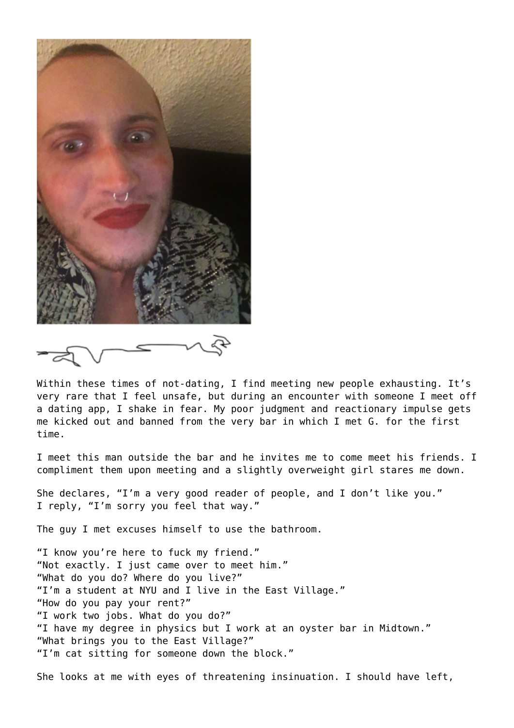Within these times of not-dating, I find meeting new people exhausting. It's very rare that I feel unsafe, but during an encounter with someone I meet off a dating app, I shake in fear. My poor judgment and reactionary impulse gets me kicked out and banned from the very bar in which I met G. for the first time.

I meet this man outside the bar and he invites me to come meet his friends. I compliment them upon meeting and a slightly overweight girl stares me down.

She declares, "I'm a very good reader of people, and I don't like you."
I reply, "I'm sorry you feel that way."

The guy I met excuses himself to use the bathroom.

"I know you're here to fuck my friend."
"Not exactly. I just came over to meet him."
"What do you do? Where do you live?"
"I'm a student at NYU and I live in the East Village."
"How do you pay your rent?"
"I work two jobs. What do you do?"
"I have my degree in physics but I work at an oyster bar in Midtown."
"What brings you to the East Village?"
"I'm cat sitting for someone down the block."

She looks at me with eyes of threatening insinuation. I should have left,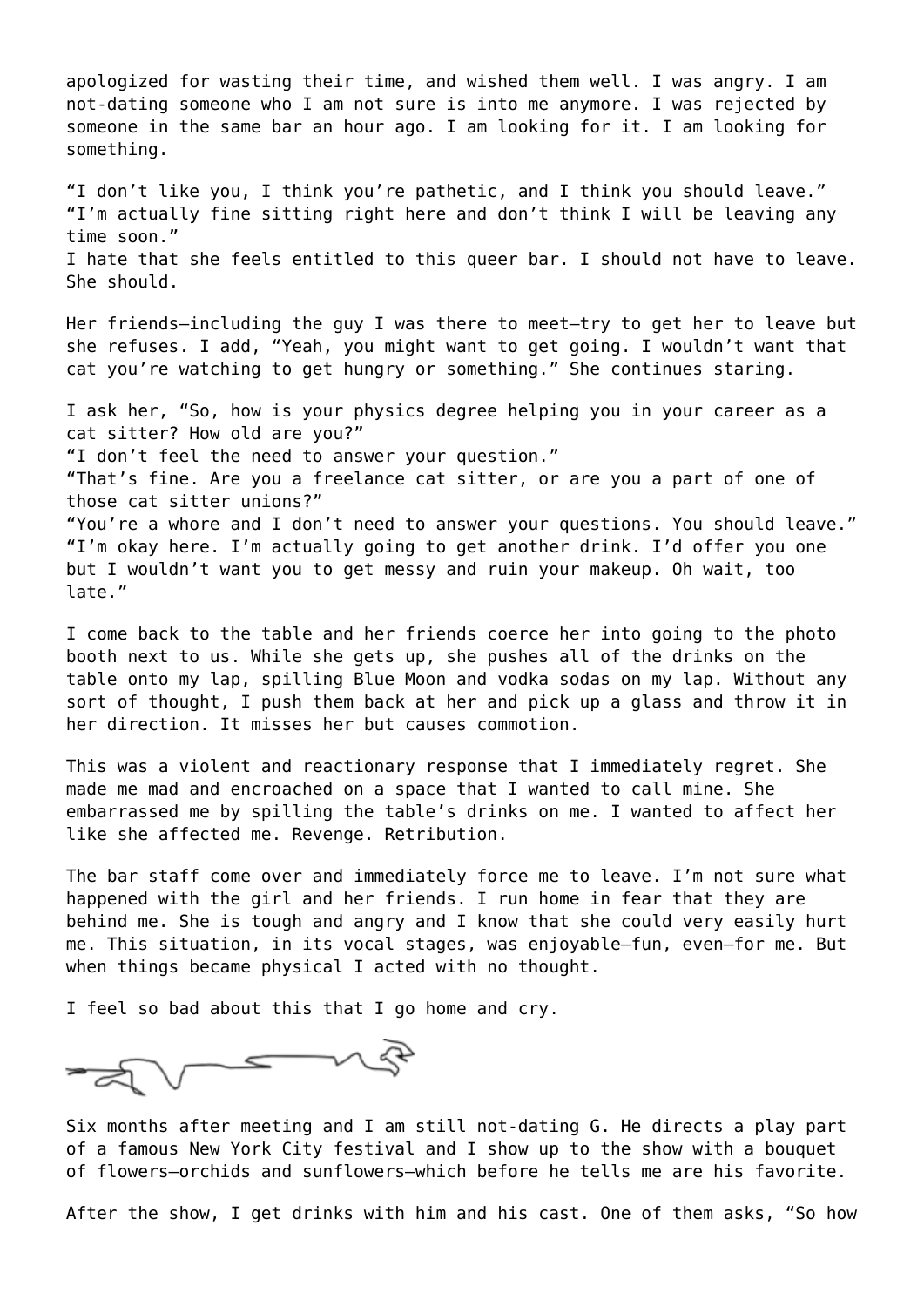apologized for wasting their time, and wished them well. I was angry. I am not-dating someone who I am not sure is into me anymore. I was rejected by someone in the same bar an hour ago. I am looking for it. I am looking for something.

"I don't like you, I think you're pathetic, and I think you should leave."
"I'm actually fine sitting right here and don't think I will be leaving any time soon."
I hate that she feels entitled to this queer bar. I should not have to leave. She should.

Her friends—including the guy I was there to meet—try to get her to leave but she refuses. I add, "Yeah, you might want to get going. I wouldn't want that cat you're watching to get hungry or something." She continues staring.

I ask her, "So, how is your physics degree helping you in your career as a cat sitter? How old are you?"
"I don't feel the need to answer your question."
"That's fine. Are you a freelance cat sitter, or are you a part of one of those cat sitter unions?"
"You're a whore and I don't need to answer your questions. You should leave."
"I'm okay here. I'm actually going to get another drink. I'd offer you one but I wouldn't want you to get messy and ruin your makeup. Oh wait, too late."

I come back to the table and her friends coerce her into going to the photo booth next to us. While she gets up, she pushes all of the drinks on the table onto my lap, spilling Blue Moon and vodka sodas on my lap. Without any sort of thought, I push them back at her and pick up a glass and throw it in her direction. It misses her but causes commotion.

This was a violent and reactionary response that I immediately regret. She made me mad and encroached on a space that I wanted to call mine. She embarrassed me by spilling the table's drinks on me. I wanted to affect her like she affected me. Revenge. Retribution.

The bar staff come over and immediately force me to leave. I'm not sure what happened with the girl and her friends. I run home in fear that they are behind me. She is tough and angry and I know that she could very easily hurt me. This situation, in its vocal stages, was enjoyable—fun, even—for me. But when things became physical I acted with no thought.

I feel so bad about this that I go home and cry.

Six months after meeting and I am still not-dating G. He directs a play part of a famous New York City festival and I show up to the show with a bouquet of flowers—orchids and sunflowers—which before he tells me are his favorite.

After the show, I get drinks with him and his cast. One of them asks, "So how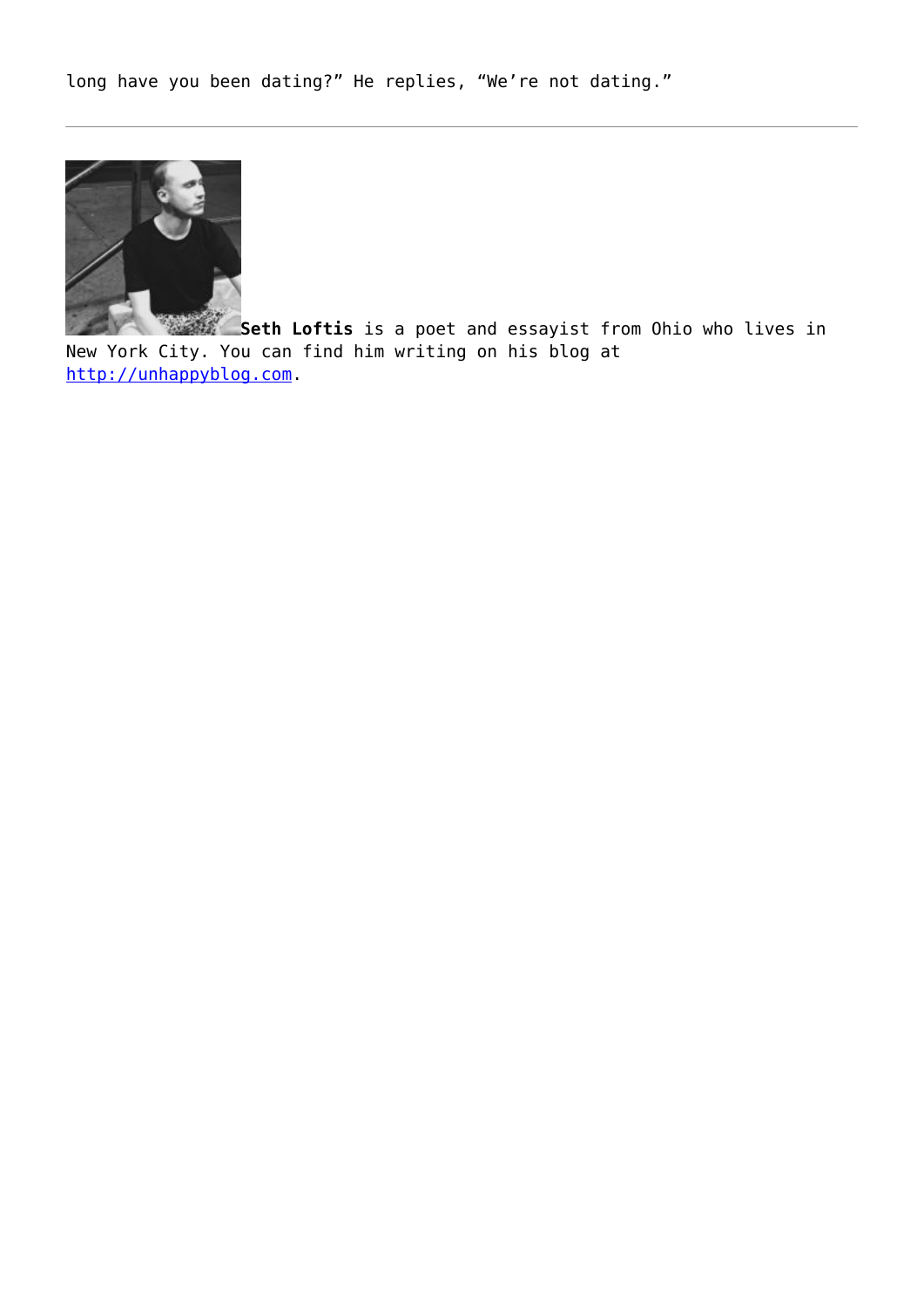long have you been dating?" He replies, "We're not dating."

---

**Seth Loftis** is a poet and essayist from Ohio who lives in New York City. You can find him writing on his blog at [http://unhappyblog.com](http://unhappyblog.com).